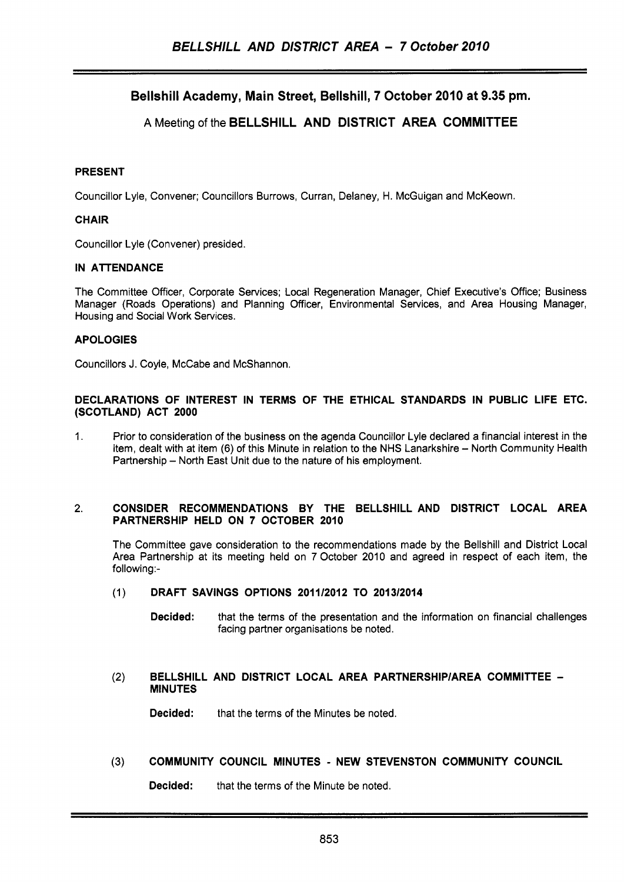## Bellshill Academy, Main Street, Bellshill, 7 October 2010 at 9.35 pm.

### A Meeting of the BELLSHILL AND DISTRICT AREA COMMITTEE

**PRESENT**

Councillor Lyle, Convener; Councillors Burrows, Curran, Delaney, H. McGuigan and McKeown.

**CHAIR**

Councillor Lyle (Convener) presided.

**IN ATTENDANCE**

The Committee Officer, Corporate Services; Local Regeneration Manager, Chief Executive's Office; Business Manager (Roads Operations) and Planning Officer, Environmental Services, and Area Housing Manager, Housing and Social Work Services.

**APOLOGIES**

Councillors J. Coyle, McCabe and McShannon.

**DECLARATIONS OF INTEREST IN TERMS OF THE ETHICAL STANDARDS IN PUBLIC LIFE ETC. (SCOTLAND) ACT 2000**

1. Prior to consideration of the business on the agenda Councillor Lyle declared a financial interest in the item, dealt with at item (6) of this Minute in relation to the NHS Lanarkshire – North Community Health Partnership – North East Unit due to the nature of his employment.

2. **CONSIDER RECOMMENDATIONS BY THE BELLSHILL AND DISTRICT LOCAL AREA PARTNERSHIP HELD ON 7 OCTOBER 2010**

   The Committee gave consideration to the recommendations made by the Bellshill and District Local Area Partnership at its meeting held on 7 October 2010 and agreed in respect of each item, the following:-

   (1) **DRAFT SAVINGS OPTIONS 2011/2012 TO 2013/2014**

   **Decided:** that the terms of the presentation and the information on financial challenges facing partner organisations be noted.

   (2) **BELLSHILL AND DISTRICT LOCAL AREA PARTNERSHIP/AREA COMMITTEE – MINUTES**

   **Decided:** that the terms of the Minutes be noted.

   (3) **COMMUNITY COUNCIL MINUTES - NEW STEVENSTON COMMUNITY COUNCIL**

   **Decided:** that the terms of the Minute be noted.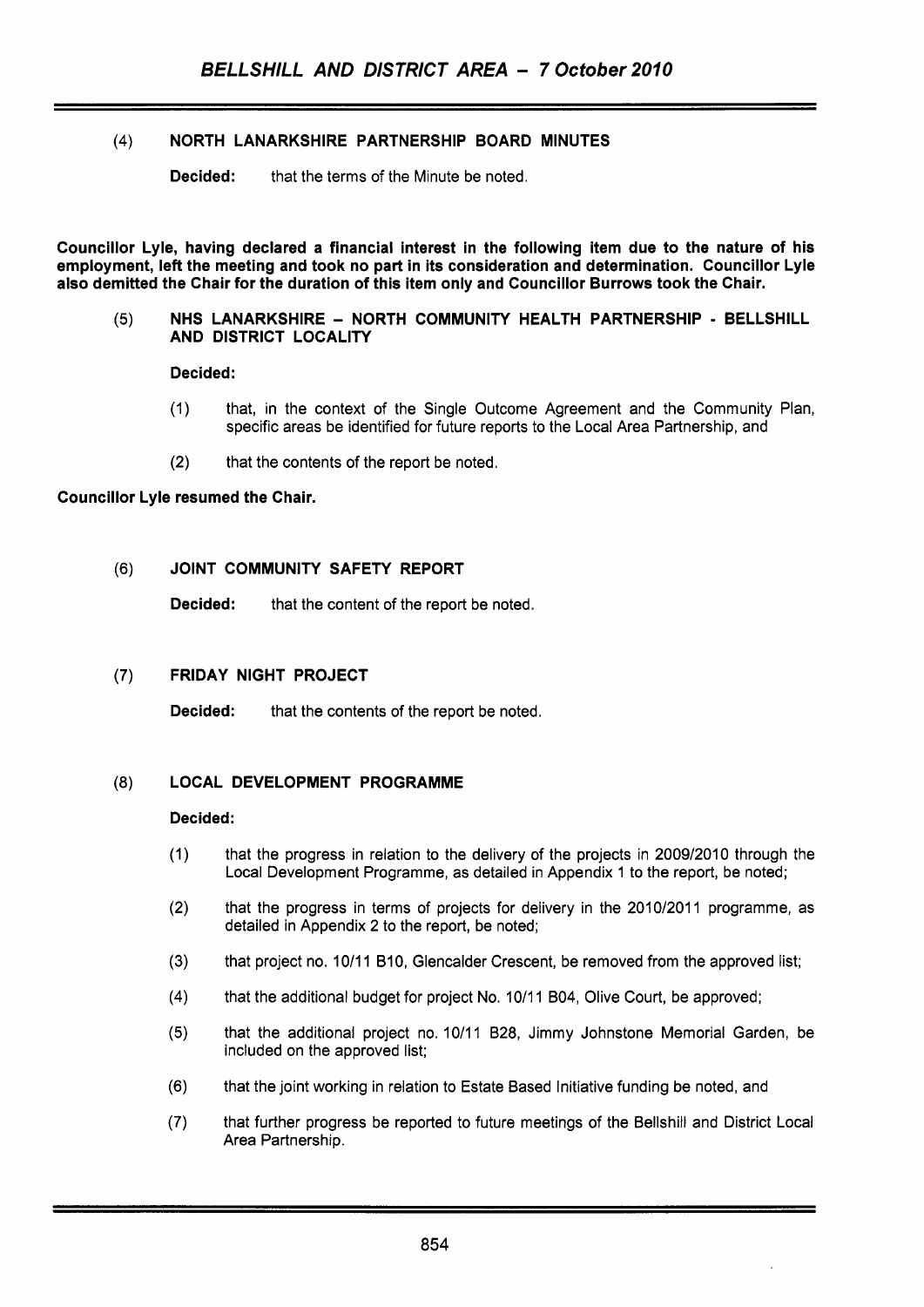(4) **NORTH LANARKSHIRE PARTNERSHIP BOARD MINUTES**

**Decided:** that the terms of the Minute be noted.

**Councillor Lyle, having declared a financial interest in the following item due to the nature of his employment, left the meeting and took no part in its consideration and determination. Councillor Lyle also demitted the Chair for the duration of this item only and Councillor Burrows took the Chair.**

(5) **NHS LANARKSHIRE – NORTH COMMUNITY HEALTH PARTNERSHIP - BELLSHILL AND DISTRICT LOCALITY**

**Decided:**

(1) that, in the context of the Single Outcome Agreement and the Community Plan, specific areas be identified for future reports to the Local Area Partnership, and

(2) that the contents of the report be noted.

**Councillor Lyle resumed the Chair.**

(6) **JOINT COMMUNITY SAFETY REPORT**

**Decided:** that the content of the report be noted.

(7) **FRIDAY NIGHT PROJECT**

**Decided:** that the contents of the report be noted.

(8) **LOCAL DEVELOPMENT PROGRAMME**

**Decided:**

(1) that the progress in relation to the delivery of the projects in 2009/2010 through the Local Development Programme, as detailed in Appendix 1 to the report, be noted;

(2) that the progress in terms of projects for delivery in the 2010/2011 programme, as detailed in Appendix 2 to the report, be noted;

(3) that project no. 10/11 B10, Glencalder Crescent, be removed from the approved list;

(4) that the additional budget for project No. 10/11 B04, Olive Court, be approved;

(5) that the additional project no. 10/11 B28, Jimmy Johnstone Memorial Garden, be included on the approved list;

(6) that the joint working in relation to Estate Based Initiative funding be noted, and

(7) that further progress be reported to future meetings of the Bellshill and District Local Area Partnership.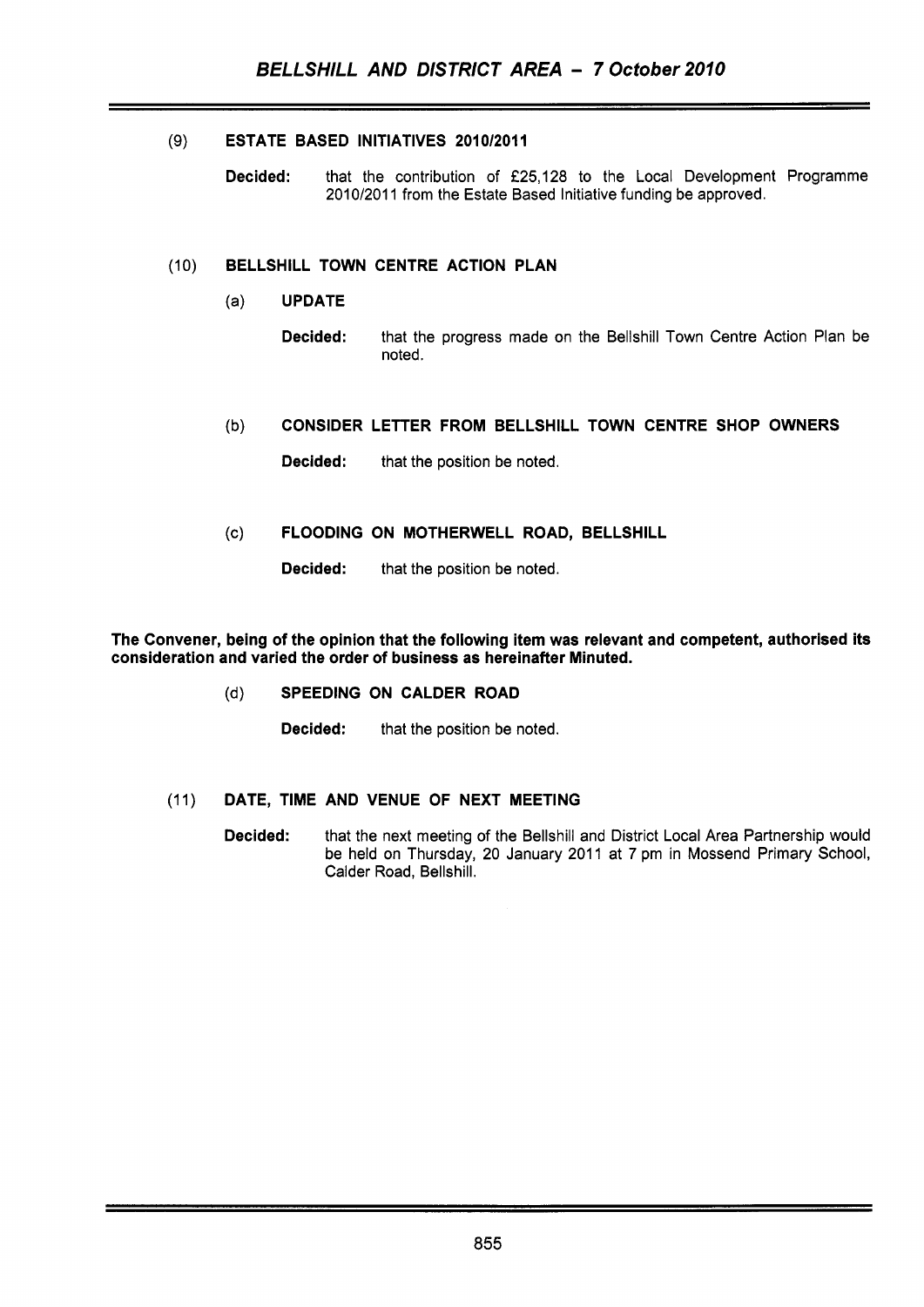## BELLSHILL AND DISTRICT AREA – 7 October 2010

### (9) ESTATE BASED INITIATIVES 2010/2011

**Decided:** that the contribution of £25,128 to the Local Development Programme 2010/2011 from the Estate Based Initiative funding be approved.

### (10) BELLSHILL TOWN CENTRE ACTION PLAN

#### (a) UPDATE

**Decided:** that the progress made on the Bellshill Town Centre Action Plan be noted.

#### (b) CONSIDER LETTER FROM BELLSHILL TOWN CENTRE SHOP OWNERS

**Decided:** that the position be noted.

#### (c) FLOODING ON MOTHERWELL ROAD, BELLSHILL

**Decided:** that the position be noted.

**The Convener, being of the opinion that the following item was relevant and competent, authorised its consideration and varied the order of business as hereinafter Minuted.**

#### (d) SPEEDING ON CALDER ROAD

**Decided:** that the position be noted.

### (11) DATE, TIME AND VENUE OF NEXT MEETING

**Decided:** that the next meeting of the Bellshill and District Local Area Partnership would be held on Thursday, 20 January 2011 at 7 pm in Mossend Primary School, Calder Road, Bellshill.